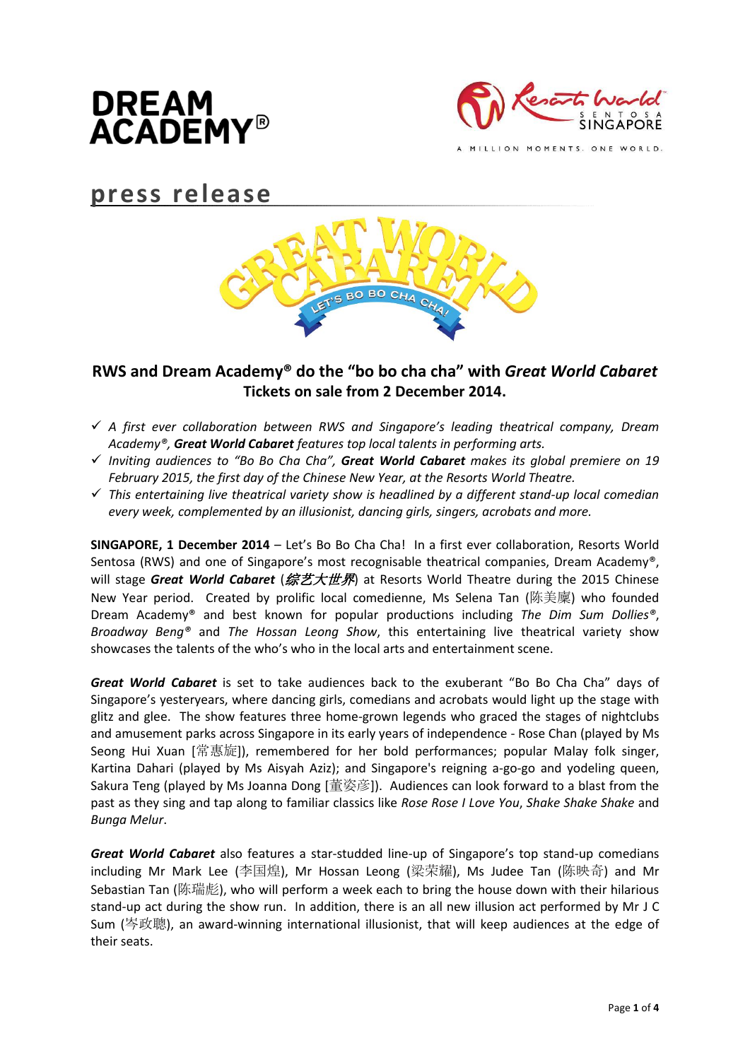# press release

## RWS and Dream Academy® do the "bo bo cha cha" with *Great World Cabaret*
**Tickets on sale from 2 December 2014.**

- ✓ *A first ever collaboration between RWS and Singapore's leading theatrical company, Dream Academy®,* ***Great World Cabaret*** *features top local talents in performing arts.*
- ✓ *Inviting audiences to "Bo Bo Cha Cha",* ***Great World Cabaret*** *makes its global premiere on 19 February 2015, the first day of the Chinese New Year, at the Resorts World Theatre.*
- ✓ *This entertaining live theatrical variety show is headlined by a different stand-up local comedian every week, complemented by an illusionist, dancing girls, singers, acrobats and more.*

**SINGAPORE, 1 December 2014** – Let's Bo Bo Cha Cha! In a first ever collaboration, Resorts World Sentosa (RWS) and one of Singapore's most recognisable theatrical companies, Dream Academy®, will stage ***Great World Cabaret*** (***综艺大世界***) at Resorts World Theatre during the 2015 Chinese New Year period. Created by prolific local comedienne, Ms Selena Tan (陈美麋) who founded Dream Academy® and best known for popular productions including *The Dim Sum Dollies®*, *Broadway Beng®* and *The Hossan Leong Show*, this entertaining live theatrical variety show showcases the talents of the who's who in the local arts and entertainment scene.

***Great World Cabaret*** is set to take audiences back to the exuberant "Bo Bo Cha Cha" days of Singapore's yesteryears, where dancing girls, comedians and acrobats would light up the stage with glitz and glee. The show features three home-grown legends who graced the stages of nightclubs and amusement parks across Singapore in its early years of independence - Rose Chan (played by Ms Seong Hui Xuan [常惠旋]), remembered for her bold performances; popular Malay folk singer, Kartina Dahari (played by Ms Aisyah Aziz); and Singapore's reigning a-go-go and yodeling queen, Sakura Teng (played by Ms Joanna Dong [董姿彦]). Audiences can look forward to a blast from the past as they sing and tap along to familiar classics like *Rose Rose I Love You*, *Shake Shake Shake* and *Bunga Melur*.

***Great World Cabaret*** also features a star-studded line-up of Singapore's top stand-up comedians including Mr Mark Lee (李国煌), Mr Hossan Leong (梁荣耀), Ms Judee Tan (陈映奇) and Mr Sebastian Tan (陈瑞彪), who will perform a week each to bring the house down with their hilarious stand-up act during the show run. In addition, there is an all new illusion act performed by Mr J C Sum (岑政聰), an award-winning international illusionist, that will keep audiences at the edge of their seats.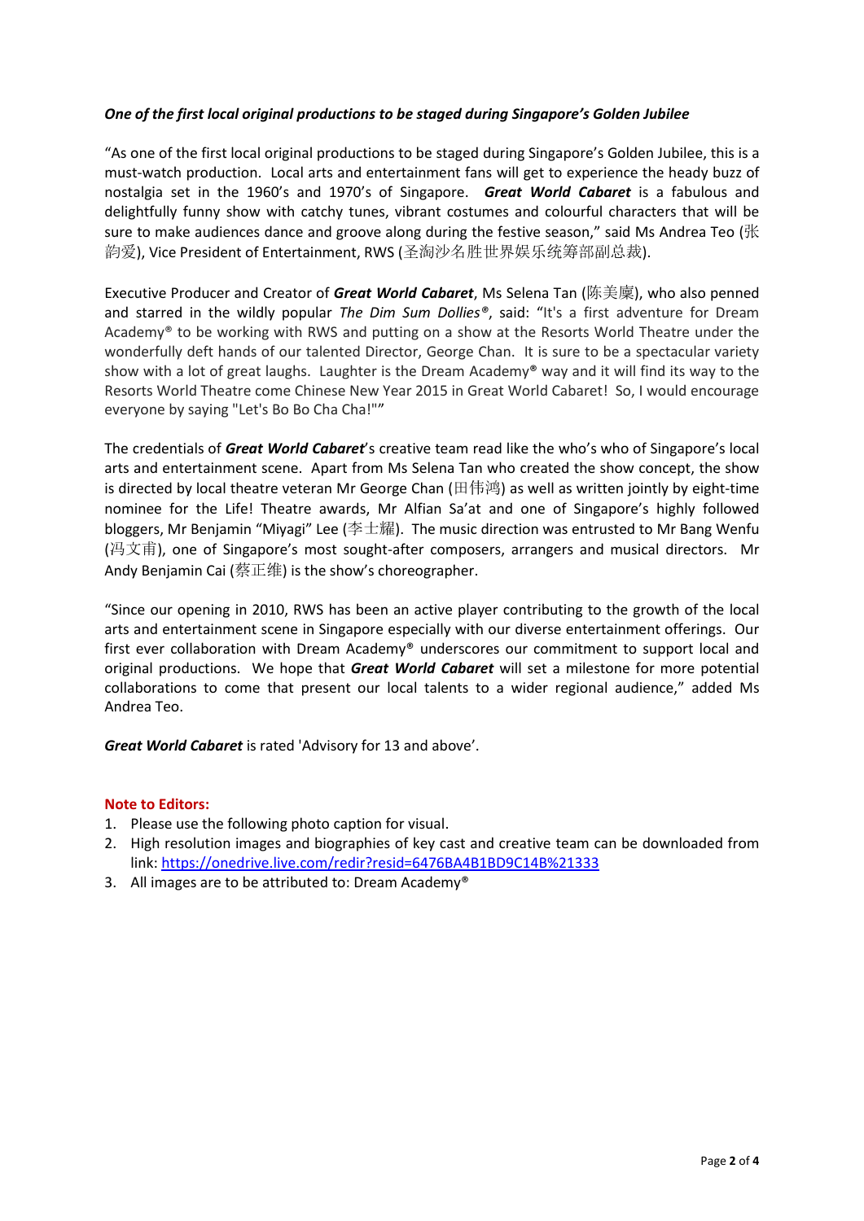***One of the first local original productions to be staged during Singapore's Golden Jubilee***

"As one of the first local original productions to be staged during Singapore's Golden Jubilee, this is a must-watch production. Local arts and entertainment fans will get to experience the heady buzz of nostalgia set in the 1960's and 1970's of Singapore. ***Great World Cabaret*** is a fabulous and delightfully funny show with catchy tunes, vibrant costumes and colourful characters that will be sure to make audiences dance and groove along during the festive season," said Ms Andrea Teo (张韵爱), Vice President of Entertainment, RWS (圣淘沙名胜世界娱乐统筹部副总裁).

Executive Producer and Creator of ***Great World Cabaret***, Ms Selena Tan (陈美粟), who also penned and starred in the wildly popular *The Dim Sum Dollies®*, said: "It's a first adventure for Dream Academy® to be working with RWS and putting on a show at the Resorts World Theatre under the wonderfully deft hands of our talented Director, George Chan. It is sure to be a spectacular variety show with a lot of great laughs. Laughter is the Dream Academy® way and it will find its way to the Resorts World Theatre come Chinese New Year 2015 in Great World Cabaret! So, I would encourage everyone by saying "Let's Bo Bo Cha Cha!""

The credentials of ***Great World Cabaret***'s creative team read like the who's who of Singapore's local arts and entertainment scene. Apart from Ms Selena Tan who created the show concept, the show is directed by local theatre veteran Mr George Chan (田伟鸿) as well as written jointly by eight-time nominee for the Life! Theatre awards, Mr Alfian Sa'at and one of Singapore's highly followed bloggers, Mr Benjamin "Miyagi" Lee (李士耀). The music direction was entrusted to Mr Bang Wenfu (冯文甫), one of Singapore's most sought-after composers, arrangers and musical directors. Mr Andy Benjamin Cai (蔡正维) is the show's choreographer.

"Since our opening in 2010, RWS has been an active player contributing to the growth of the local arts and entertainment scene in Singapore especially with our diverse entertainment offerings. Our first ever collaboration with Dream Academy® underscores our commitment to support local and original productions. We hope that ***Great World Cabaret*** will set a milestone for more potential collaborations to come that present our local talents to a wider regional audience," added Ms Andrea Teo.

***Great World Cabaret*** is rated 'Advisory for 13 and above'.

**Note to Editors:**

1. Please use the following photo caption for visual.
2. High resolution images and biographies of key cast and creative team can be downloaded from link: https://onedrive.live.com/redir?resid=6476BA4B1BD9C14B%21333
3. All images are to be attributed to: Dream Academy®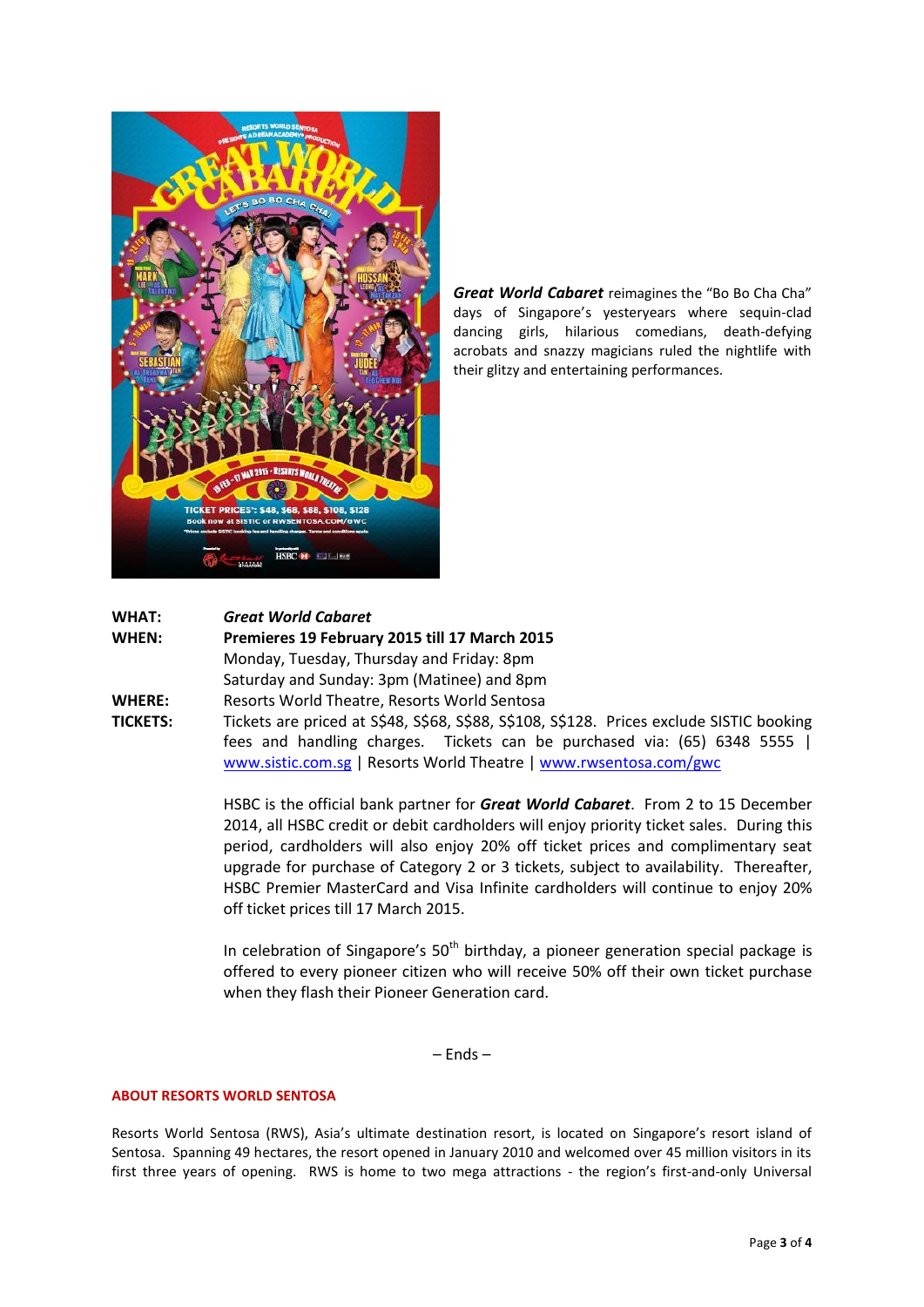***Great World Cabaret*** reimagines the "Bo Bo Cha Cha" days of Singapore's yesteryears where sequin-clad dancing girls, hilarious comedians, death-defying acrobats and snazzy magicians ruled the nightlife with their glitzy and entertaining performances.

**WHAT:** ***Great World Cabaret***

**WHEN:** **Premieres 19 February 2015 till 17 March 2015**
Monday, Tuesday, Thursday and Friday: 8pm
Saturday and Sunday: 3pm (Matinee) and 8pm

**WHERE:** Resorts World Theatre, Resorts World Sentosa

**TICKETS:** Tickets are priced at S$48, S$68, S$88, S$108, S$128. Prices exclude SISTIC booking fees and handling charges. Tickets can be purchased via: (65) 6348 5555 | www.sistic.com.sg | Resorts World Theatre | www.rwsentosa.com/gwc

HSBC is the official bank partner for ***Great World Cabaret***. From 2 to 15 December 2014, all HSBC credit or debit cardholders will enjoy priority ticket sales. During this period, cardholders will also enjoy 20% off ticket prices and complimentary seat upgrade for purchase of Category 2 or 3 tickets, subject to availability. Thereafter, HSBC Premier MasterCard and Visa Infinite cardholders will continue to enjoy 20% off ticket prices till 17 March 2015.

In celebration of Singapore's 50th birthday, a pioneer generation special package is offered to every pioneer citizen who will receive 50% off their own ticket purchase when they flash their Pioneer Generation card.

– Ends –

**ABOUT RESORTS WORLD SENTOSA**

Resorts World Sentosa (RWS), Asia's ultimate destination resort, is located on Singapore's resort island of Sentosa. Spanning 49 hectares, the resort opened in January 2010 and welcomed over 45 million visitors in its first three years of opening. RWS is home to two mega attractions - the region's first-and-only Universal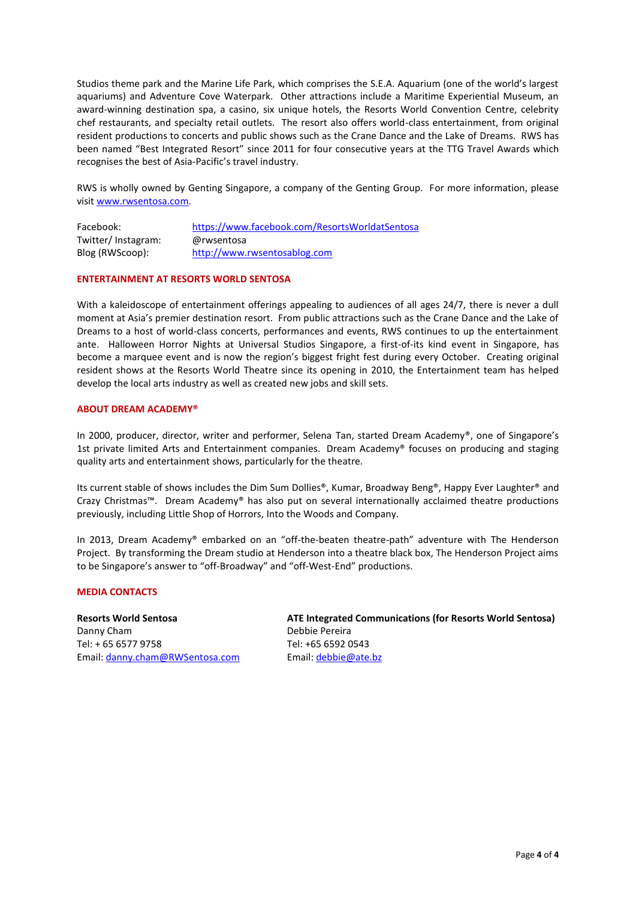Studios theme park and the Marine Life Park, which comprises the S.E.A. Aquarium (one of the world's largest aquariums) and Adventure Cove Waterpark. Other attractions include a Maritime Experiential Museum, an award-winning destination spa, a casino, six unique hotels, the Resorts World Convention Centre, celebrity chef restaurants, and specialty retail outlets. The resort also offers world-class entertainment, from original resident productions to concerts and public shows such as the Crane Dance and the Lake of Dreams. RWS has been named "Best Integrated Resort" since 2011 for four consecutive years at the TTG Travel Awards which recognises the best of Asia-Pacific's travel industry.

RWS is wholly owned by Genting Singapore, a company of the Genting Group. For more information, please visit www.rwsentosa.com.

| | |
|---|---|
| Facebook: | https://www.facebook.com/ResortsWorldatSentosa |
| Twitter/ Instagram: | @rwsentosa |
| Blog (RWScoop): | http://www.rwsentosablog.com |

**ENTERTAINMENT AT RESORTS WORLD SENTOSA**

With a kaleidoscope of entertainment offerings appealing to audiences of all ages 24/7, there is never a dull moment at Asia's premier destination resort. From public attractions such as the Crane Dance and the Lake of Dreams to a host of world-class concerts, performances and events, RWS continues to up the entertainment ante. Halloween Horror Nights at Universal Studios Singapore, a first-of-its kind event in Singapore, has become a marquee event and is now the region's biggest fright fest during every October. Creating original resident shows at the Resorts World Theatre since its opening in 2010, the Entertainment team has helped develop the local arts industry as well as created new jobs and skill sets.

**ABOUT DREAM ACADEMY®**

In 2000, producer, director, writer and performer, Selena Tan, started Dream Academy®, one of Singapore's 1st private limited Arts and Entertainment companies. Dream Academy® focuses on producing and staging quality arts and entertainment shows, particularly for the theatre.

Its current stable of shows includes the Dim Sum Dollies®, Kumar, Broadway Beng®, Happy Ever Laughter® and Crazy Christmas™. Dream Academy® has also put on several internationally acclaimed theatre productions previously, including Little Shop of Horrors, Into the Woods and Company.

In 2013, Dream Academy® embarked on an "off-the-beaten theatre-path" adventure with The Henderson Project. By transforming the Dream studio at Henderson into a theatre black box, The Henderson Project aims to be Singapore's answer to "off-Broadway" and "off-West-End" productions.

**MEDIA CONTACTS**

**Resorts World Sentosa**
Danny Cham
Tel: + 65 6577 9758
Email: danny.cham@RWSentosa.com

**ATE Integrated Communications (for Resorts World Sentosa)**
Debbie Pereira
Tel: +65 6592 0543
Email: debbie@ate.bz